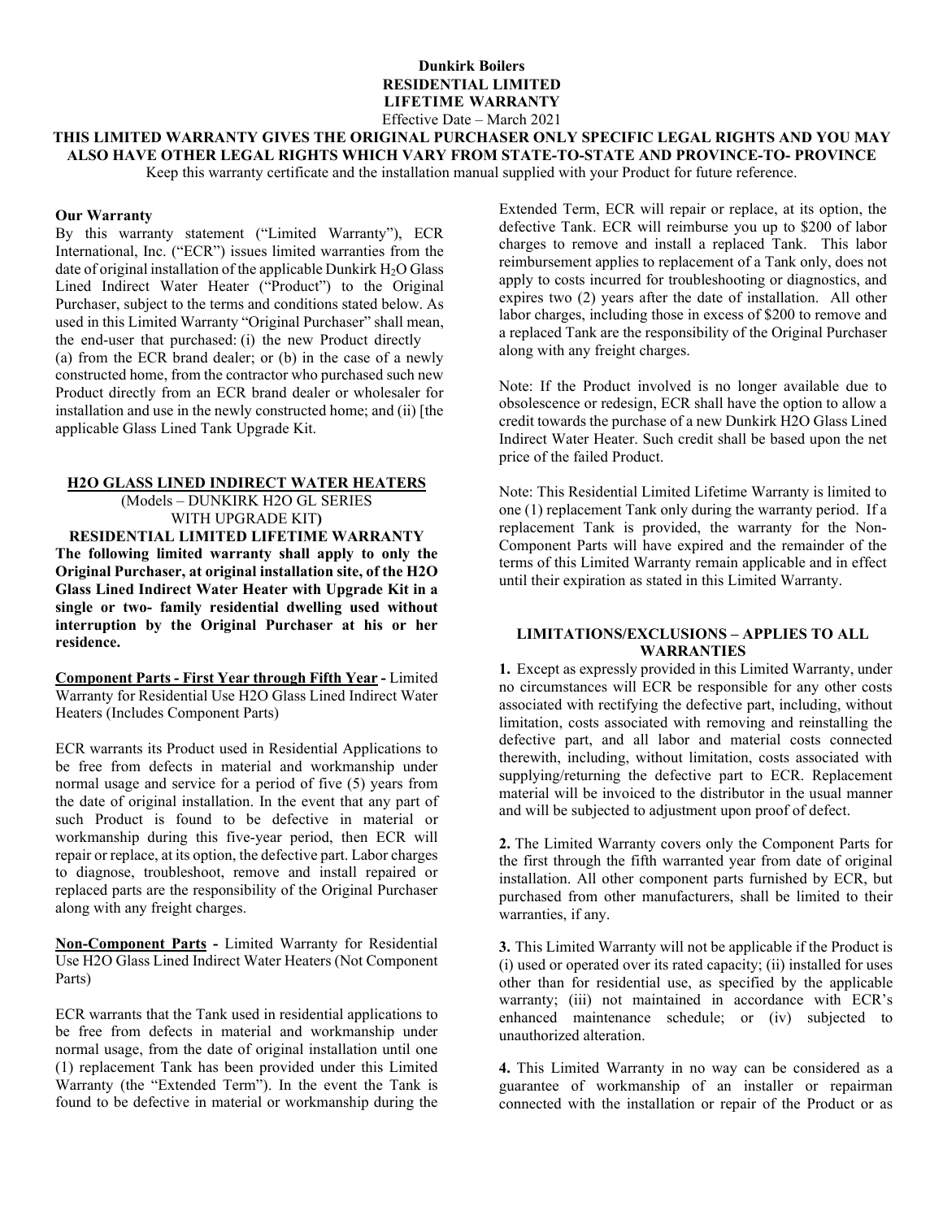**Dunkirk Boilers**
**RESIDENTIAL LIMITED**
**LIFETIME WARRANTY**
Effective Date – March 2021

**THIS LIMITED WARRANTY GIVES THE ORIGINAL PURCHASER ONLY SPECIFIC LEGAL RIGHTS AND YOU MAY ALSO HAVE OTHER LEGAL RIGHTS WHICH VARY FROM STATE-TO-STATE AND PROVINCE-TO- PROVINCE**

Keep this warranty certificate and the installation manual supplied with your Product for future reference.

**Our Warranty**

By this warranty statement ("Limited Warranty"), ECR International, Inc. ("ECR") issues limited warranties from the date of original installation of the applicable Dunkirk $H_2O$ Glass Lined Indirect Water Heater ("Product") to the Original Purchaser, subject to the terms and conditions stated below. As used in this Limited Warranty "Original Purchaser" shall mean, the end-user that purchased: (i) the new Product directly (a) from the ECR brand dealer; or (b) in the case of a newly constructed home, from the contractor who purchased such new Product directly from an ECR brand dealer or wholesaler for installation and use in the newly constructed home; and (ii) [the applicable Glass Lined Tank Upgrade Kit.

**H2O GLASS LINED INDIRECT WATER HEATERS**
(Models – DUNKIRK H2O GL SERIES WITH UPGRADE KIT**)**

**RESIDENTIAL LIMITED LIFETIME WARRANTY**

**The following limited warranty shall apply to only the Original Purchaser, at original installation site, of the H2O Glass Lined Indirect Water Heater with Upgrade Kit in a single or two- family residential dwelling used without interruption by the Original Purchaser at his or her residence.**

**Component Parts - First Year through Fifth Year -** Limited Warranty for Residential Use H2O Glass Lined Indirect Water Heaters (Includes Component Parts)

ECR warrants its Product used in Residential Applications to be free from defects in material and workmanship under normal usage and service for a period of five (5) years from the date of original installation. In the event that any part of such Product is found to be defective in material or workmanship during this five-year period, then ECR will repair or replace, at its option, the defective part. Labor charges to diagnose, troubleshoot, remove and install repaired or replaced parts are the responsibility of the Original Purchaser along with any freight charges.

**Non-Component Parts -** Limited Warranty for Residential Use H2O Glass Lined Indirect Water Heaters (Not Component Parts)

ECR warrants that the Tank used in residential applications to be free from defects in material and workmanship under normal usage, from the date of original installation until one (1) replacement Tank has been provided under this Limited Warranty (the "Extended Term"). In the event the Tank is found to be defective in material or workmanship during the Extended Term, ECR will repair or replace, at its option, the defective Tank. ECR will reimburse you up to $200 of labor charges to remove and install a replaced Tank. This labor reimbursement applies to replacement of a Tank only, does not apply to costs incurred for troubleshooting or diagnostics, and expires two (2) years after the date of installation. All other labor charges, including those in excess of $200 to remove and a replaced Tank are the responsibility of the Original Purchaser along with any freight charges.

Note: If the Product involved is no longer available due to obsolescence or redesign, ECR shall have the option to allow a credit towards the purchase of a new Dunkirk H2O Glass Lined Indirect Water Heater. Such credit shall be based upon the net price of the failed Product.

Note: This Residential Limited Lifetime Warranty is limited to one (1) replacement Tank only during the warranty period. If a replacement Tank is provided, the warranty for the Non-Component Parts will have expired and the remainder of the terms of this Limited Warranty remain applicable and in effect until their expiration as stated in this Limited Warranty.

**LIMITATIONS/EXCLUSIONS – APPLIES TO ALL WARRANTIES**

**1.** Except as expressly provided in this Limited Warranty, under no circumstances will ECR be responsible for any other costs associated with rectifying the defective part, including, without limitation, costs associated with removing and reinstalling the defective part, and all labor and material costs connected therewith, including, without limitation, costs associated with supplying/returning the defective part to ECR. Replacement material will be invoiced to the distributor in the usual manner and will be subjected to adjustment upon proof of defect.

**2.** The Limited Warranty covers only the Component Parts for the first through the fifth warranted year from date of original installation. All other component parts furnished by ECR, but purchased from other manufacturers, shall be limited to their warranties, if any.

**3.** This Limited Warranty will not be applicable if the Product is (i) used or operated over its rated capacity; (ii) installed for uses other than for residential use, as specified by the applicable warranty; (iii) not maintained in accordance with ECR's enhanced maintenance schedule; or (iv) subjected to unauthorized alteration.

**4.** This Limited Warranty in no way can be considered as a guarantee of workmanship of an installer or repairman connected with the installation or repair of the Product or as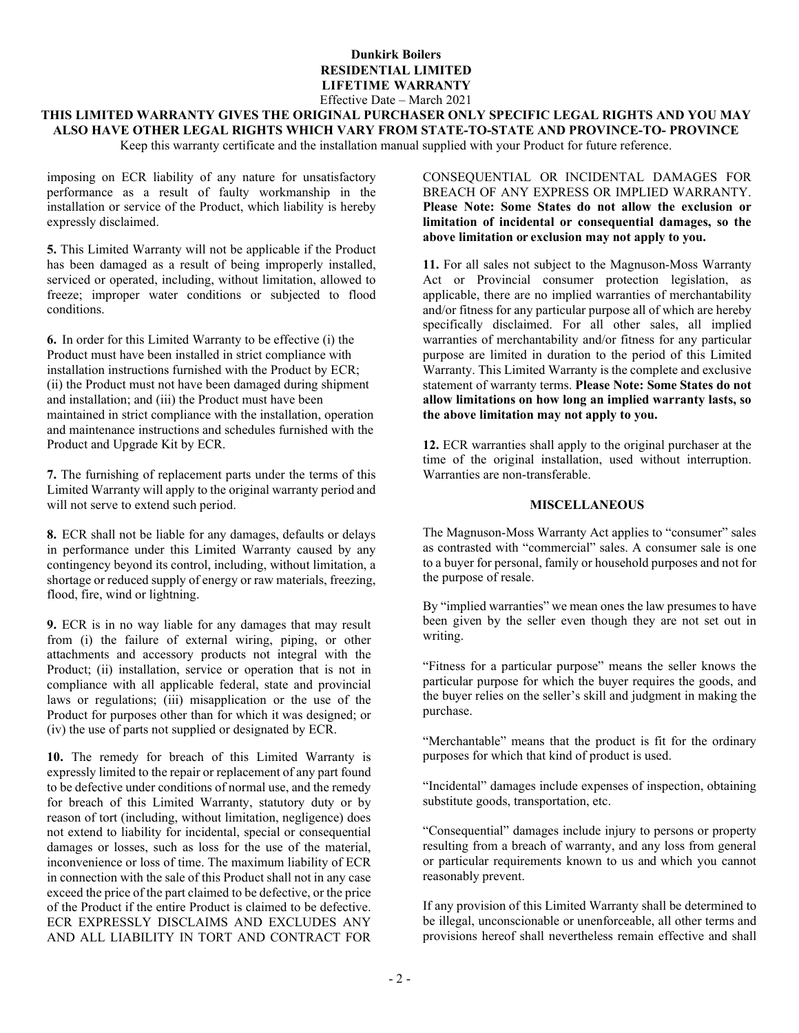**Dunkirk Boilers**
**RESIDENTIAL LIMITED**
**LIFETIME WARRANTY**
Effective Date – March 2021

**THIS LIMITED WARRANTY GIVES THE ORIGINAL PURCHASER ONLY SPECIFIC LEGAL RIGHTS AND YOU MAY ALSO HAVE OTHER LEGAL RIGHTS WHICH VARY FROM STATE-TO-STATE AND PROVINCE-TO- PROVINCE**

Keep this warranty certificate and the installation manual supplied with your Product for future reference.

imposing on ECR liability of any nature for unsatisfactory performance as a result of faulty workmanship in the installation or service of the Product, which liability is hereby expressly disclaimed.

**5.** This Limited Warranty will not be applicable if the Product has been damaged as a result of being improperly installed, serviced or operated, including, without limitation, allowed to freeze; improper water conditions or subjected to flood conditions.

**6.** In order for this Limited Warranty to be effective (i) the Product must have been installed in strict compliance with installation instructions furnished with the Product by ECR; (ii) the Product must not have been damaged during shipment and installation; and (iii) the Product must have been maintained in strict compliance with the installation, operation and maintenance instructions and schedules furnished with the Product and Upgrade Kit by ECR.

**7.** The furnishing of replacement parts under the terms of this Limited Warranty will apply to the original warranty period and will not serve to extend such period.

**8.** ECR shall not be liable for any damages, defaults or delays in performance under this Limited Warranty caused by any contingency beyond its control, including, without limitation, a shortage or reduced supply of energy or raw materials, freezing, flood, fire, wind or lightning.

**9.** ECR is in no way liable for any damages that may result from (i) the failure of external wiring, piping, or other attachments and accessory products not integral with the Product; (ii) installation, service or operation that is not in compliance with all applicable federal, state and provincial laws or regulations; (iii) misapplication or the use of the Product for purposes other than for which it was designed; or (iv) the use of parts not supplied or designated by ECR.

**10.** The remedy for breach of this Limited Warranty is expressly limited to the repair or replacement of any part found to be defective under conditions of normal use, and the remedy for breach of this Limited Warranty, statutory duty or by reason of tort (including, without limitation, negligence) does not extend to liability for incidental, special or consequential damages or losses, such as loss for the use of the material, inconvenience or loss of time. The maximum liability of ECR in connection with the sale of this Product shall not in any case exceed the price of the part claimed to be defective, or the price of the Product if the entire Product is claimed to be defective. ECR EXPRESSLY DISCLAIMS AND EXCLUDES ANY AND ALL LIABILITY IN TORT AND CONTRACT FOR CONSEQUENTIAL OR INCIDENTAL DAMAGES FOR BREACH OF ANY EXPRESS OR IMPLIED WARRANTY. **Please Note: Some States do not allow the exclusion or limitation of incidental or consequential damages, so the above limitation or exclusion may not apply to you.**

**11.** For all sales not subject to the Magnuson-Moss Warranty Act or Provincial consumer protection legislation, as applicable, there are no implied warranties of merchantability and/or fitness for any particular purpose all of which are hereby specifically disclaimed. For all other sales, all implied warranties of merchantability and/or fitness for any particular purpose are limited in duration to the period of this Limited Warranty. This Limited Warranty is the complete and exclusive statement of warranty terms. **Please Note: Some States do not allow limitations on how long an implied warranty lasts, so the above limitation may not apply to you.**

**12.** ECR warranties shall apply to the original purchaser at the time of the original installation, used without interruption. Warranties are non-transferable.

## MISCELLANEOUS

The Magnuson-Moss Warranty Act applies to "consumer" sales as contrasted with "commercial" sales. A consumer sale is one to a buyer for personal, family or household purposes and not for the purpose of resale.

By "implied warranties" we mean ones the law presumes to have been given by the seller even though they are not set out in writing.

"Fitness for a particular purpose" means the seller knows the particular purpose for which the buyer requires the goods, and the buyer relies on the seller's skill and judgment in making the purchase.

"Merchantable" means that the product is fit for the ordinary purposes for which that kind of product is used.

"Incidental" damages include expenses of inspection, obtaining substitute goods, transportation, etc.

"Consequential" damages include injury to persons or property resulting from a breach of warranty, and any loss from general or particular requirements known to us and which you cannot reasonably prevent.

If any provision of this Limited Warranty shall be determined to be illegal, unconscionable or unenforceable, all other terms and provisions hereof shall nevertheless remain effective and shall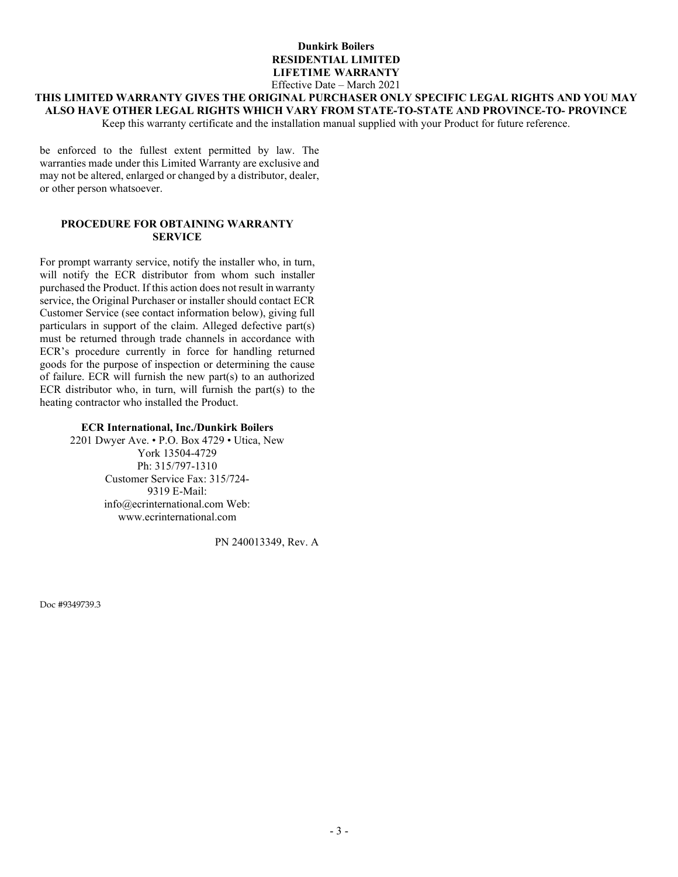be enforced to the fullest extent permitted by law. The warranties made under this Limited Warranty are exclusive and may not be altered, enlarged or changed by a distributor, dealer, or other person whatsoever.

### PROCEDURE FOR OBTAINING WARRANTY SERVICE

For prompt warranty service, notify the installer who, in turn, will notify the ECR distributor from whom such installer purchased the Product. If this action does not result in warranty service, the Original Purchaser or installer should contact ECR Customer Service (see contact information below), giving full particulars in support of the claim. Alleged defective part(s) must be returned through trade channels in accordance with ECR's procedure currently in force for handling returned goods for the purpose of inspection or determining the cause of failure. ECR will furnish the new part(s) to an authorized ECR distributor who, in turn, will furnish the part(s) to the heating contractor who installed the Product.

**ECR International, Inc./Dunkirk Boilers**
2201 Dwyer Ave. • P.O. Box 4729 • Utica, New York 13504-4729
Ph: 315/797-1310
Customer Service Fax: 315/724-9319 E-Mail: info@ecrinternational.com Web: www.ecrinternational.com

PN 240013349, Rev. A

Doc #9349739.3